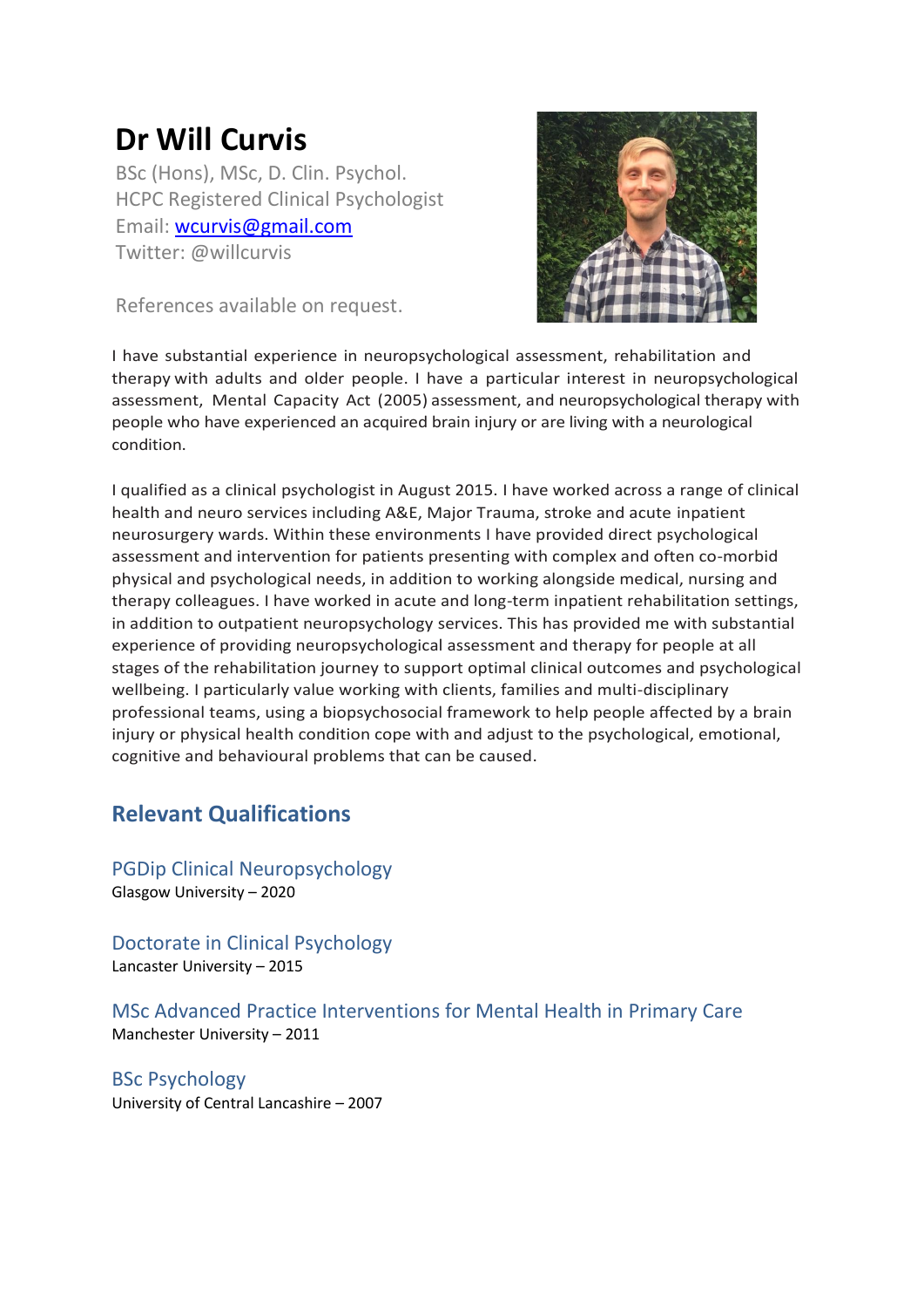# Dr Will Curvis

BSc (Hons), MSc, D. Clin. Psychol.
HCPC Registered Clinical Psychologist
Email: [wcurvis@gmail.com](mailto:wcurvis@gmail.com)
Twitter: @willcurvis

References available on request.

I have substantial experience in neuropsychological assessment, rehabilitation and therapy with adults and older people. I have a particular interest in neuropsychological assessment, Mental Capacity Act (2005) assessment, and neuropsychological therapy with people who have experienced an acquired brain injury or are living with a neurological condition.

I qualified as a clinical psychologist in August 2015. I have worked across a range of clinical health and neuro services including A&E, Major Trauma, stroke and acute inpatient neurosurgery wards. Within these environments I have provided direct psychological assessment and intervention for patients presenting with complex and often co-morbid physical and psychological needs, in addition to working alongside medical, nursing and therapy colleagues. I have worked in acute and long-term inpatient rehabilitation settings, in addition to outpatient neuropsychology services. This has provided me with substantial experience of providing neuropsychological assessment and therapy for people at all stages of the rehabilitation journey to support optimal clinical outcomes and psychological wellbeing. I particularly value working with clients, families and multi-disciplinary professional teams, using a biopsychosocial framework to help people affected by a brain injury or physical health condition cope with and adjust to the psychological, emotional, cognitive and behavioural problems that can be caused.

## Relevant Qualifications

### PGDip Clinical Neuropsychology
Glasgow University – 2020

### Doctorate in Clinical Psychology
Lancaster University – 2015

### MSc Advanced Practice Interventions for Mental Health in Primary Care
Manchester University – 2011

### BSc Psychology
University of Central Lancashire – 2007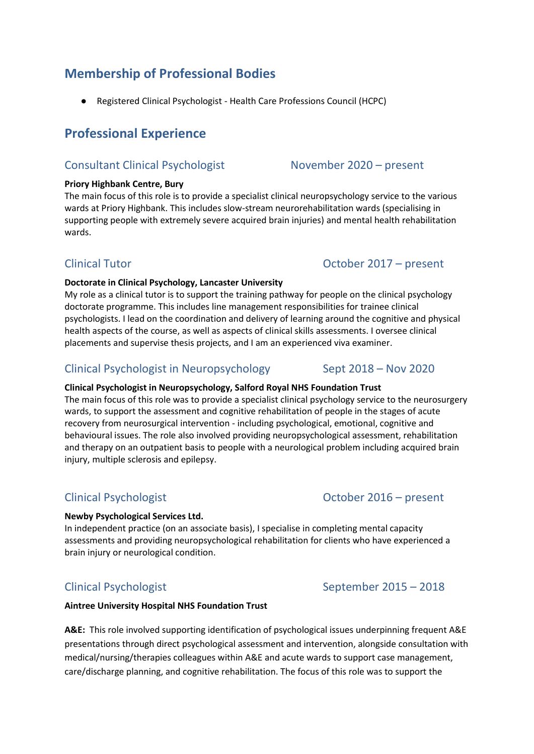## Membership of Professional Bodies

- Registered Clinical Psychologist - Health Care Professions Council (HCPC)

## Professional Experience

### Consultant Clinical Psychologist — November 2020 – present

**Priory Highbank Centre, Bury**
The main focus of this role is to provide a specialist clinical neuropsychology service to the various wards at Priory Highbank. This includes slow-stream neurorehabilitation wards (specialising in supporting people with extremely severe acquired brain injuries) and mental health rehabilitation wards.

### Clinical Tutor — October 2017 – present

**Doctorate in Clinical Psychology, Lancaster University**
My role as a clinical tutor is to support the training pathway for people on the clinical psychology doctorate programme. This includes line management responsibilities for trainee clinical psychologists. I lead on the coordination and delivery of learning around the cognitive and physical health aspects of the course, as well as aspects of clinical skills assessments. I oversee clinical placements and supervise thesis projects, and I am an experienced viva examiner.

### Clinical Psychologist in Neuropsychology — Sept 2018 – Nov 2020

**Clinical Psychologist in Neuropsychology, Salford Royal NHS Foundation Trust**
The main focus of this role was to provide a specialist clinical psychology service to the neurosurgery wards, to support the assessment and cognitive rehabilitation of people in the stages of acute recovery from neurosurgical intervention - including psychological, emotional, cognitive and behavioural issues. The role also involved providing neuropsychological assessment, rehabilitation and therapy on an outpatient basis to people with a neurological problem including acquired brain injury, multiple sclerosis and epilepsy.

### Clinical Psychologist — October 2016 – present

**Newby Psychological Services Ltd.**
In independent practice (on an associate basis), I specialise in completing mental capacity assessments and providing neuropsychological rehabilitation for clients who have experienced a brain injury or neurological condition.

### Clinical Psychologist — September 2015 – 2018

**Aintree University Hospital NHS Foundation Trust**

**A&E:** This role involved supporting identification of psychological issues underpinning frequent A&E presentations through direct psychological assessment and intervention, alongside consultation with medical/nursing/therapies colleagues within A&E and acute wards to support case management, care/discharge planning, and cognitive rehabilitation. The focus of this role was to support the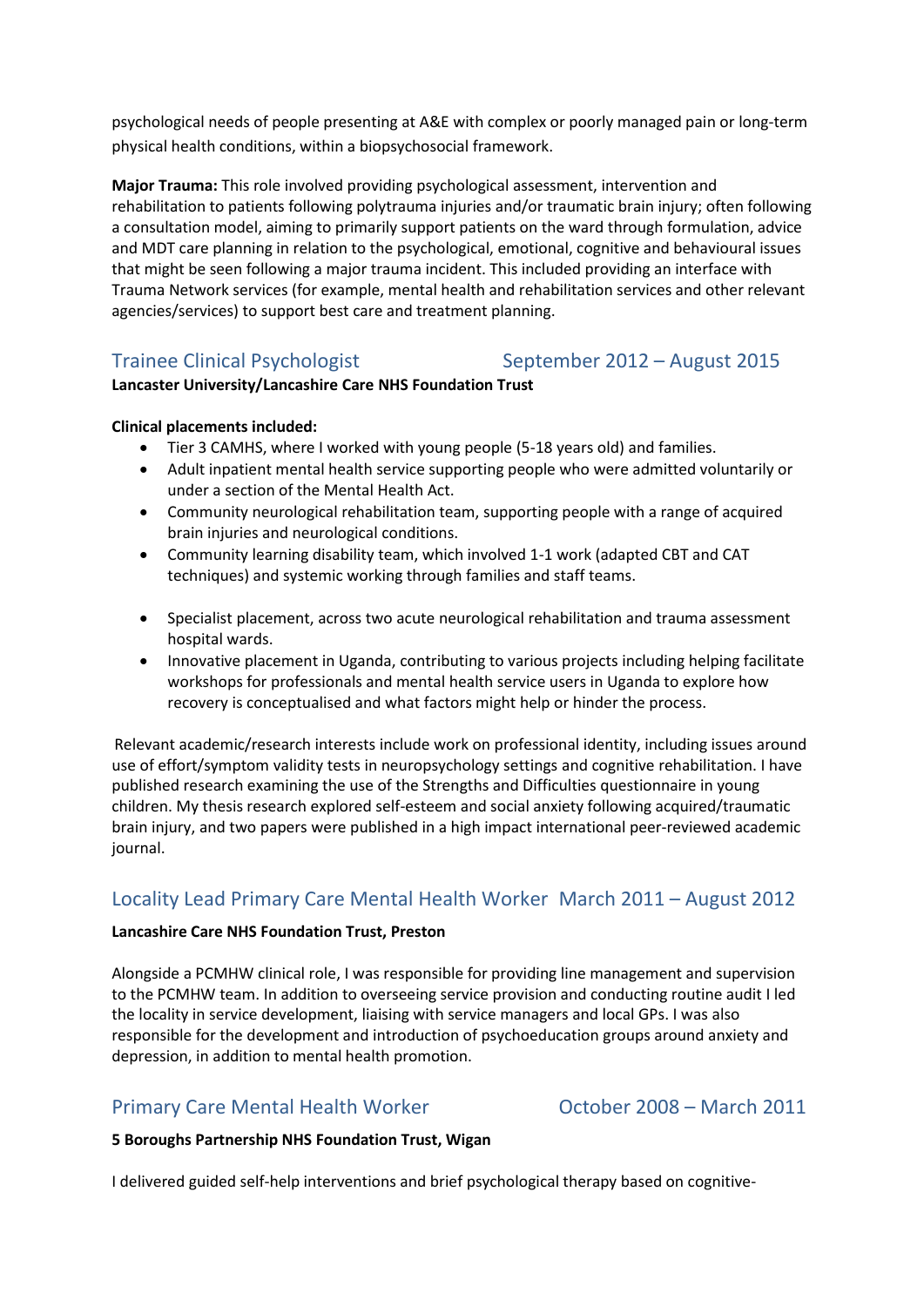psychological needs of people presenting at A&E with complex or poorly managed pain or long-term physical health conditions, within a biopsychosocial framework.

**Major Trauma:** This role involved providing psychological assessment, intervention and rehabilitation to patients following polytrauma injuries and/or traumatic brain injury; often following a consultation model, aiming to primarily support patients on the ward through formulation, advice and MDT care planning in relation to the psychological, emotional, cognitive and behavioural issues that might be seen following a major trauma incident. This included providing an interface with Trauma Network services (for example, mental health and rehabilitation services and other relevant agencies/services) to support best care and treatment planning.

## Trainee Clinical Psychologist — September 2012 – August 2015

**Lancaster University/Lancashire Care NHS Foundation Trust**

**Clinical placements included:**

- Tier 3 CAMHS, where I worked with young people (5-18 years old) and families.
- Adult inpatient mental health service supporting people who were admitted voluntarily or under a section of the Mental Health Act.
- Community neurological rehabilitation team, supporting people with a range of acquired brain injuries and neurological conditions.
- Community learning disability team, which involved 1-1 work (adapted CBT and CAT techniques) and systemic working through families and staff teams.
- Specialist placement, across two acute neurological rehabilitation and trauma assessment hospital wards.
- Innovative placement in Uganda, contributing to various projects including helping facilitate workshops for professionals and mental health service users in Uganda to explore how recovery is conceptualised and what factors might help or hinder the process.

Relevant academic/research interests include work on professional identity, including issues around use of effort/symptom validity tests in neuropsychology settings and cognitive rehabilitation. I have published research examining the use of the Strengths and Difficulties questionnaire in young children. My thesis research explored self-esteem and social anxiety following acquired/traumatic brain injury, and two papers were published in a high impact international peer-reviewed academic journal.

## Locality Lead Primary Care Mental Health Worker — March 2011 – August 2012

**Lancashire Care NHS Foundation Trust, Preston**

Alongside a PCMHW clinical role, I was responsible for providing line management and supervision to the PCMHW team. In addition to overseeing service provision and conducting routine audit I led the locality in service development, liaising with service managers and local GPs. I was also responsible for the development and introduction of psychoeducation groups around anxiety and depression, in addition to mental health promotion.

## Primary Care Mental Health Worker — October 2008 – March 2011

**5 Boroughs Partnership NHS Foundation Trust, Wigan**

I delivered guided self-help interventions and brief psychological therapy based on cognitive-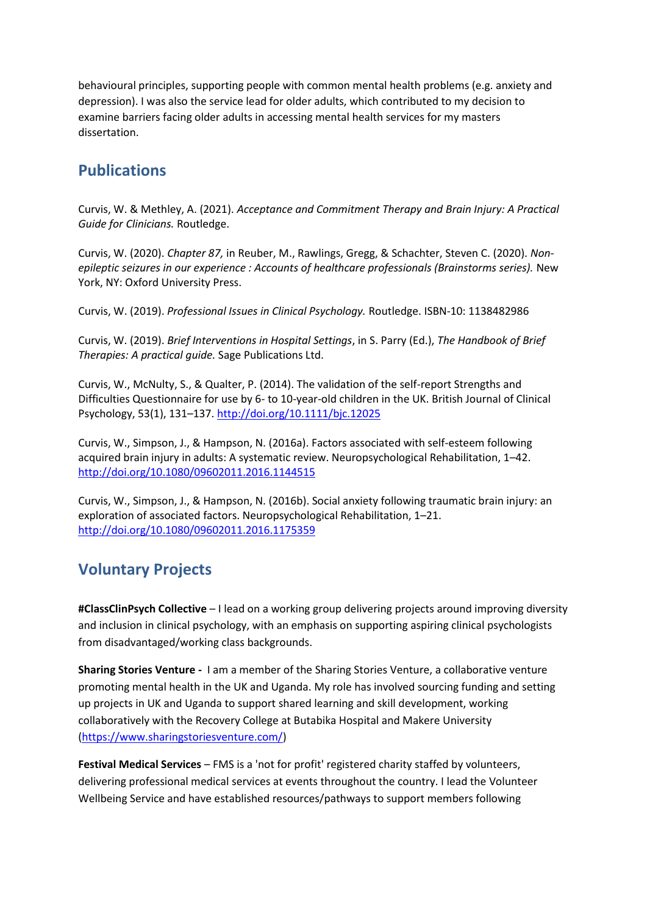behavioural principles, supporting people with common mental health problems (e.g. anxiety and depression). I was also the service lead for older adults, which contributed to my decision to examine barriers facing older adults in accessing mental health services for my masters dissertation.

## Publications

Curvis, W. & Methley, A. (2021). *Acceptance and Commitment Therapy and Brain Injury: A Practical Guide for Clinicians.* Routledge.

Curvis, W. (2020). *Chapter 87,* in Reuber, M., Rawlings, Gregg, & Schachter, Steven C. (2020). *Non-epileptic seizures in our experience : Accounts of healthcare professionals (Brainstorms series).* New York, NY: Oxford University Press.

Curvis, W. (2019). *Professional Issues in Clinical Psychology.* Routledge. ISBN-10: 1138482986

Curvis, W. (2019). *Brief Interventions in Hospital Settings*, in S. Parry (Ed.), *The Handbook of Brief Therapies: A practical guide.* Sage Publications Ltd.

Curvis, W., McNulty, S., & Qualter, P. (2014). The validation of the self-report Strengths and Difficulties Questionnaire for use by 6- to 10-year-old children in the UK. British Journal of Clinical Psychology, 53(1), 131–137. http://doi.org/10.1111/bjc.12025

Curvis, W., Simpson, J., & Hampson, N. (2016a). Factors associated with self-esteem following acquired brain injury in adults: A systematic review. Neuropsychological Rehabilitation, 1–42. http://doi.org/10.1080/09602011.2016.1144515

Curvis, W., Simpson, J., & Hampson, N. (2016b). Social anxiety following traumatic brain injury: an exploration of associated factors. Neuropsychological Rehabilitation, 1–21. http://doi.org/10.1080/09602011.2016.1175359

## Voluntary Projects

**#ClassClinPsych Collective** – I lead on a working group delivering projects around improving diversity and inclusion in clinical psychology, with an emphasis on supporting aspiring clinical psychologists from disadvantaged/working class backgrounds.

**Sharing Stories Venture -** I am a member of the Sharing Stories Venture, a collaborative venture promoting mental health in the UK and Uganda. My role has involved sourcing funding and setting up projects in UK and Uganda to support shared learning and skill development, working collaboratively with the Recovery College at Butabika Hospital and Makere University (https://www.sharingstoriesventure.com/)

**Festival Medical Services** – FMS is a 'not for profit' registered charity staffed by volunteers, delivering professional medical services at events throughout the country. I lead the Volunteer Wellbeing Service and have established resources/pathways to support members following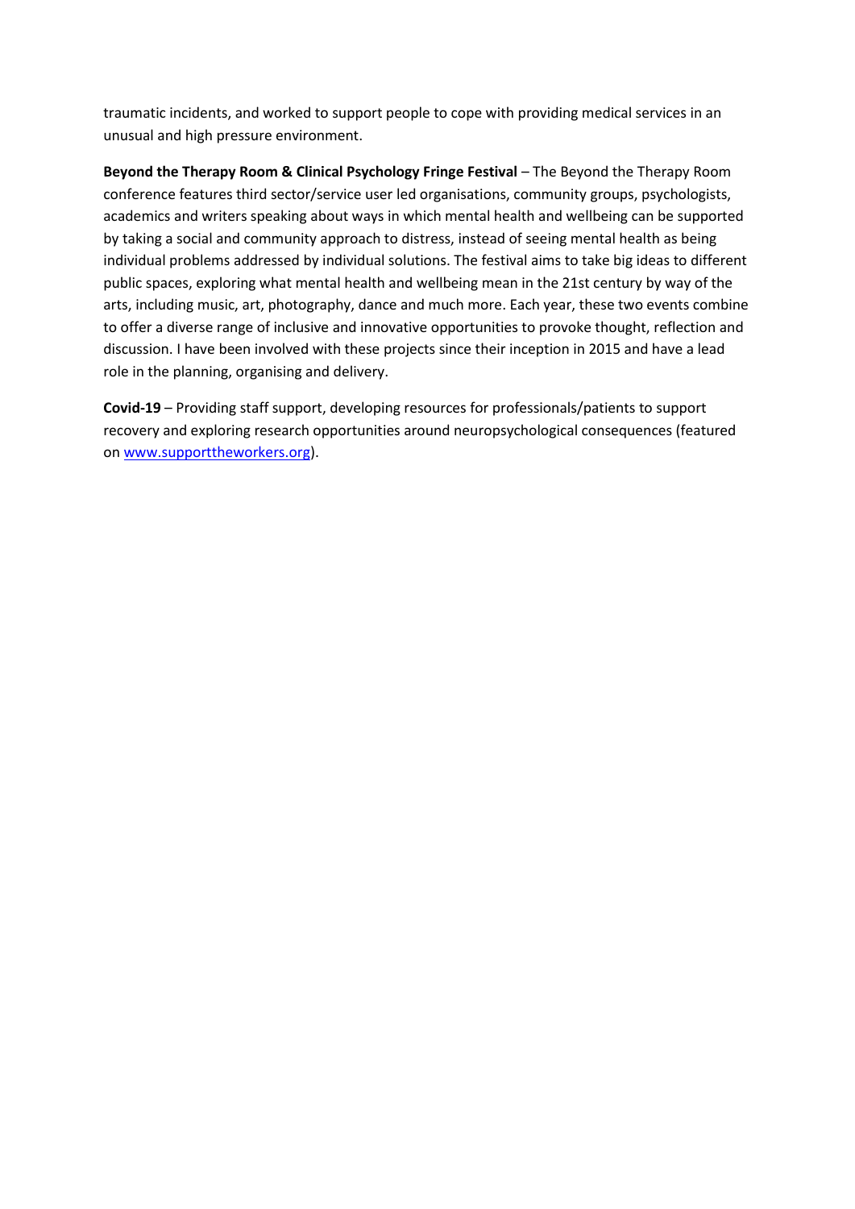traumatic incidents, and worked to support people to cope with providing medical services in an unusual and high pressure environment.

**Beyond the Therapy Room & Clinical Psychology Fringe Festival** – The Beyond the Therapy Room conference features third sector/service user led organisations, community groups, psychologists, academics and writers speaking about ways in which mental health and wellbeing can be supported by taking a social and community approach to distress, instead of seeing mental health as being individual problems addressed by individual solutions. The festival aims to take big ideas to different public spaces, exploring what mental health and wellbeing mean in the 21st century by way of the arts, including music, art, photography, dance and much more. Each year, these two events combine to offer a diverse range of inclusive and innovative opportunities to provoke thought, reflection and discussion. I have been involved with these projects since their inception in 2015 and have a lead role in the planning, organising and delivery.

**Covid-19** – Providing staff support, developing resources for professionals/patients to support recovery and exploring research opportunities around neuropsychological consequences (featured on [www.supporttheworkers.org](http://www.supporttheworkers.org)).